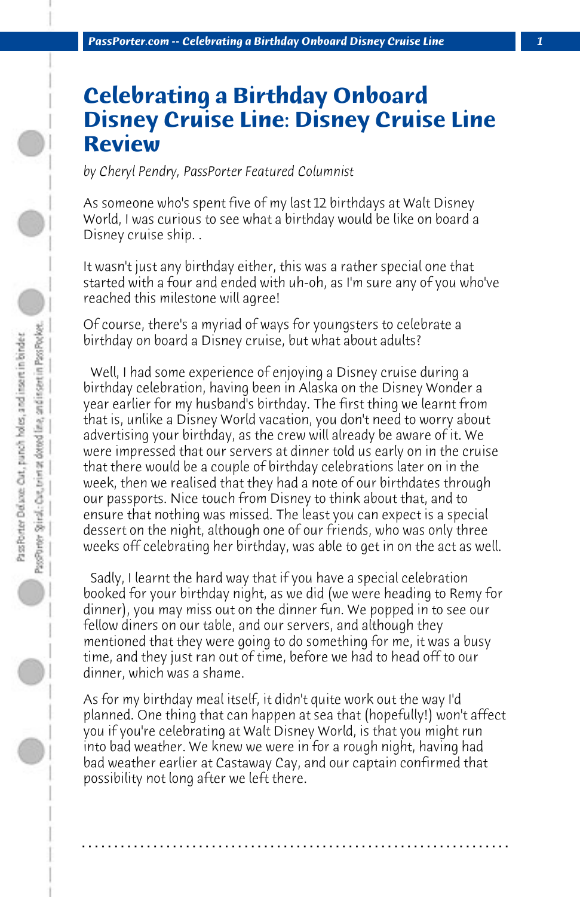# Celebrating a Birthday Onboard Disney Cruise Line: Disney Cruise Line Review

*by Cheryl Pendry, PassPorter Featured Columnist*

As someone who's spent five of my last 12 birthdays at Walt Disney World, I was curious to see what a birthday would be like on board a Disney cruise ship. .

It wasn't just any birthday either, this was a rather special one that started with a four and ended with uh-oh, as I'm sure any of you who've reached this milestone will agree!

Of course, there's a myriad of ways for youngsters to celebrate a birthday on board a Disney cruise, but what about adults?

Well, I had some experience of enjoying a Disney cruise during a birthday celebration, having been in Alaska on the Disney Wonder a year earlier for my husband's birthday. The first thing we learnt from that is, unlike a Disney World vacation, you don't need to worry about advertising your birthday, as the crew will already be aware of it. We were impressed that our servers at dinner told us early on in the cruise that there would be a couple of birthday celebrations later on in the week, then we realised that they had a note of our birthdates through our passports. Nice touch from Disney to think about that, and to ensure that nothing was missed. The least you can expect is a special dessert on the night, although one of our friends, who was only three weeks off celebrating her birthday, was able to get in on the act as well.

Sadly, I learnt the hard way that if you have a special celebration booked for your birthday night, as we did (we were heading to Remy for dinner), you may miss out on the dinner fun. We popped in to see our fellow diners on our table, and our servers, and although they mentioned that they were going to do something for me, it was a busy time, and they just ran out of time, before we had to head off to our dinner, which was a shame.

As for my birthday meal itself, it didn't quite work out the way I'd planned. One thing that can happen at sea that (hopefully!) won't affect you if you're celebrating at Walt Disney World, is that you might run into bad weather. We knew we were in for a rough night, having had bad weather earlier at Castaway Cay, and our captain confirmed that possibility not long after we left there.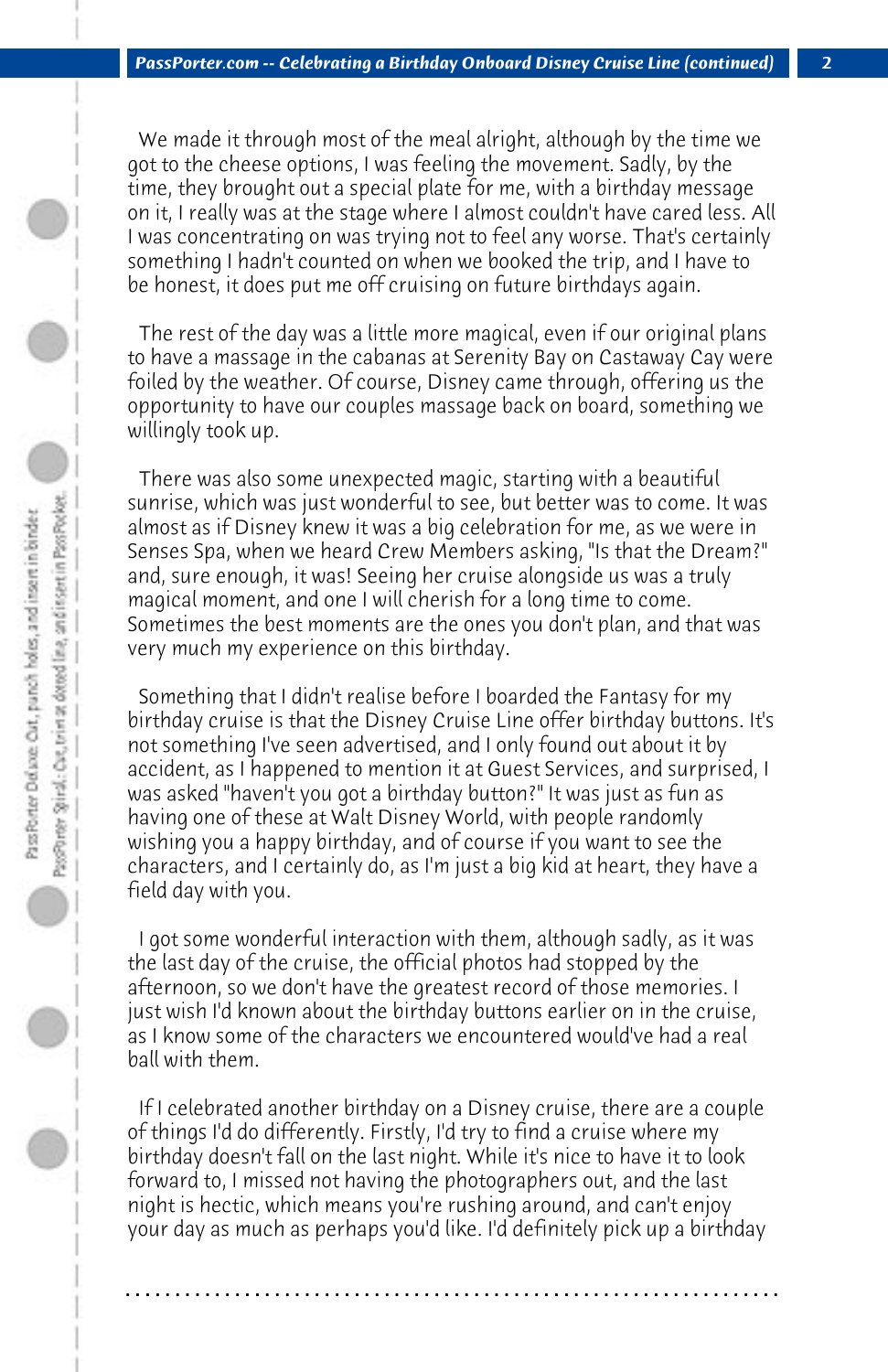We made it through most of the meal alright, although by the time we got to the cheese options, I was feeling the movement. Sadly, by the time, they brought out a special plate for me, with a birthday message on it, I really was at the stage where I almost couldn't have cared less. All I was concentrating on was trying not to feel any worse. That's certainly something I hadn't counted on when we booked the trip, and I have to be honest, it does put me off cruising on future birthdays again.

The rest of the day was a little more magical, even if our original plans to have a massage in the cabanas at Serenity Bay on Castaway Cay were foiled by the weather. Of course, Disney came through, offering us the opportunity to have our couples massage back on board, something we willingly took up.

There was also some unexpected magic, starting with a beautiful sunrise, which was just wonderful to see, but better was to come. It was almost as if Disney knew it was a big celebration for me, as we were in Senses Spa, when we heard Crew Members asking, "Is that the Dream?" and, sure enough, it was! Seeing her cruise alongside us was a truly magical moment, and one I will cherish for a long time to come. Sometimes the best moments are the ones you don't plan, and that was very much my experience on this birthday.

Something that I didn't realise before I boarded the Fantasy for my birthday cruise is that the Disney Cruise Line offer birthday buttons. It's not something I've seen advertised, and I only found out about it by accident, as I happened to mention it at Guest Services, and surprised, I was asked "haven't you got a birthday button?" It was just as fun as having one of these at Walt Disney World, with people randomly wishing you a happy birthday, and of course if you want to see the characters, and I certainly do, as I'm just a big kid at heart, they have a field day with you.

I got some wonderful interaction with them, although sadly, as it was the last day of the cruise, the official photos had stopped by the afternoon, so we don't have the greatest record of those memories. I just wish I'd known about the birthday buttons earlier on in the cruise, as I know some of the characters we encountered would've had a real ball with them.

If I celebrated another birthday on a Disney cruise, there are a couple of things I'd do differently. Firstly, I'd try to find a cruise where my birthday doesn't fall on the last night. While it's nice to have it to look forward to, I missed not having the photographers out, and the last night is hectic, which means you're rushing around, and can't enjoy your day as much as perhaps you'd like. I'd definitely pick up a birthday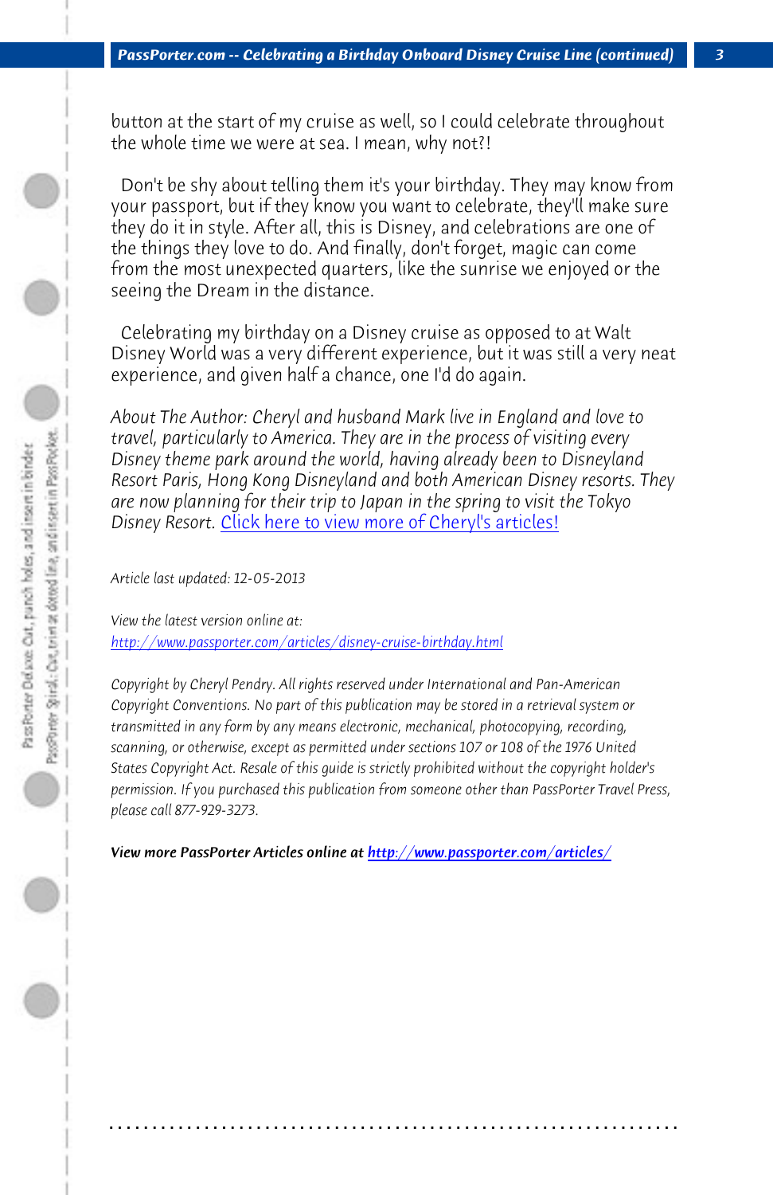button at the start of my cruise as well, so I could celebrate throughout the whole time we were at sea. I mean, why not?!

Don't be shy about telling them it's your birthday. They may know from your passport, but if they know you want to celebrate, they'll make sure they do it in style. After all, this is Disney, and celebrations are one of the things they love to do. And finally, don't forget, magic can come from the most unexpected quarters, like the sunrise we enjoyed or the seeing the Dream in the distance.

Celebrating my birthday on a Disney cruise as opposed to at Walt Disney World was a very different experience, but it was still a very neat experience, and given half a chance, one I'd do again.

*About The Author: Cheryl and husband Mark live in England and love to travel, particularly to America. They are in the process of visiting every Disney theme park around the world, having already been to Disneyland Resort Paris, Hong Kong Disneyland and both American Disney resorts. They are now planning for their trip to Japan in the spring to visit the Tokyo Disney Resort.* Click here to view more of Cheryl's articles!

*Article last updated: 12-05-2013*

*View the latest version online at:*
*http://www.passporter.com/articles/disney-cruise-birthday.html*

*Copyright by Cheryl Pendry. All rights reserved under International and Pan-American Copyright Conventions. No part of this publication may be stored in a retrieval system or transmitted in any form by any means electronic, mechanical, photocopying, recording, scanning, or otherwise, except as permitted under sections 107 or 108 of the 1976 United States Copyright Act. Resale of this guide is strictly prohibited without the copyright holder's permission. If you purchased this publication from someone other than PassPorter Travel Press, please call 877-929-3273.*

***View more PassPorter Articles online at http://www.passporter.com/articles/***